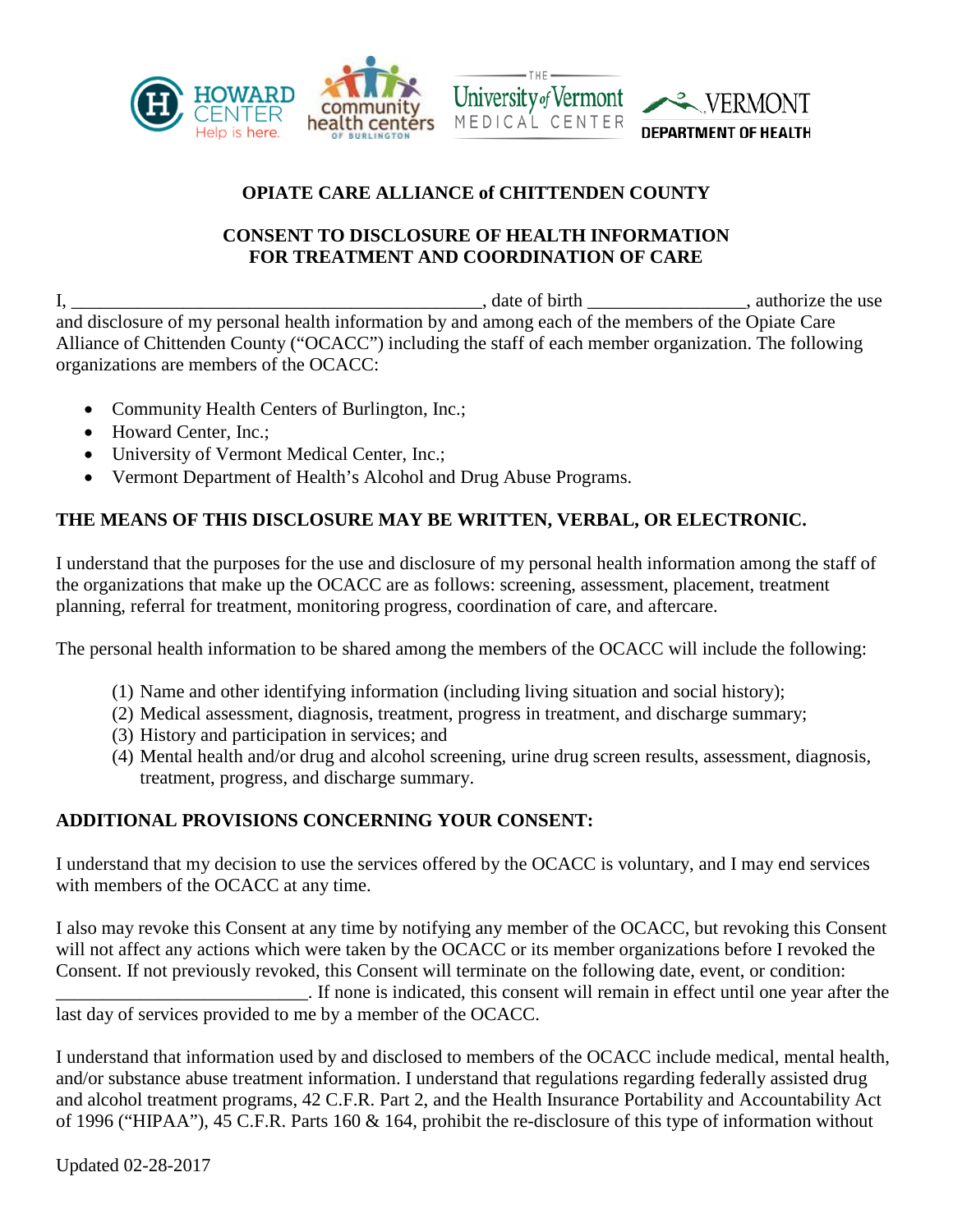# OPIATE CARE ALLIANCE of CHITTENDEN COUNTY

## CONSENT TO DISCLOSURE OF HEALTH INFORMATION FOR TREATMENT AND COORDINATION OF CARE

I, ____________________________________________, date of birth ________________, authorize the use and disclosure of my personal health information by and among each of the members of the Opiate Care Alliance of Chittenden County ("OCACC") including the staff of each member organization. The following organizations are members of the OCACC:

- Community Health Centers of Burlington, Inc.;
- Howard Center, Inc.;
- University of Vermont Medical Center, Inc.;
- Vermont Department of Health's Alcohol and Drug Abuse Programs.

**THE MEANS OF THIS DISCLOSURE MAY BE WRITTEN, VERBAL, OR ELECTRONIC.**

I understand that the purposes for the use and disclosure of my personal health information among the staff of the organizations that make up the OCACC are as follows: screening, assessment, placement, treatment planning, referral for treatment, monitoring progress, coordination of care, and aftercare.

The personal health information to be shared among the members of the OCACC will include the following:

(1) Name and other identifying information (including living situation and social history);
(2) Medical assessment, diagnosis, treatment, progress in treatment, and discharge summary;
(3) History and participation in services; and
(4) Mental health and/or drug and alcohol screening, urine drug screen results, assessment, diagnosis, treatment, progress, and discharge summary.

**ADDITIONAL PROVISIONS CONCERNING YOUR CONSENT:**

I understand that my decision to use the services offered by the OCACC is voluntary, and I may end services with members of the OCACC at any time.

I also may revoke this Consent at any time by notifying any member of the OCACC, but revoking this Consent will not affect any actions which were taken by the OCACC or its member organizations before I revoked the Consent. If not previously revoked, this Consent will terminate on the following date, event, or condition: ___________________________. If none is indicated, this consent will remain in effect until one year after the last day of services provided to me by a member of the OCACC.

I understand that information used by and disclosed to members of the OCACC include medical, mental health, and/or substance abuse treatment information. I understand that regulations regarding federally assisted drug and alcohol treatment programs, 42 C.F.R. Part 2, and the Health Insurance Portability and Accountability Act of 1996 ("HIPAA"), 45 C.F.R. Parts 160 & 164, prohibit the re-disclosure of this type of information without

Updated 02-28-2017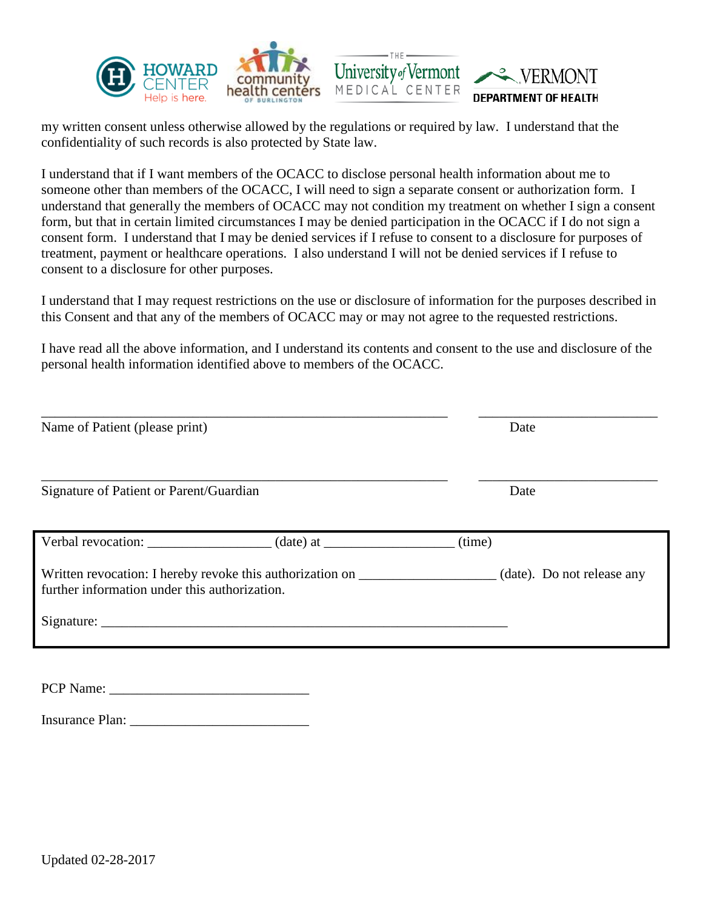my written consent unless otherwise allowed by the regulations or required by law. I understand that the confidentiality of such records is also protected by State law.

I understand that if I want members of the OCACC to disclose personal health information about me to someone other than members of the OCACC, I will need to sign a separate consent or authorization form. I understand that generally the members of OCACC may not condition my treatment on whether I sign a consent form, but that in certain limited circumstances I may be denied participation in the OCACC if I do not sign a consent form. I understand that I may be denied services if I refuse to consent to a disclosure for purposes of treatment, payment or healthcare operations. I also understand I will not be denied services if I refuse to consent to a disclosure for other purposes.

I understand that I may request restrictions on the use or disclosure of information for the purposes described in this Consent and that any of the members of OCACC may or may not agree to the requested restrictions.

I have read all the above information, and I understand its contents and consent to the use and disclosure of the personal health information identified above to members of the OCACC.

_____________________________________________________________ &nbsp;&nbsp;&nbsp; ___________________________

Name of Patient (please print) &nbsp;&nbsp;&nbsp;&nbsp;&nbsp;&nbsp;&nbsp;&nbsp;&nbsp;&nbsp;&nbsp;&nbsp;&nbsp;&nbsp;&nbsp;&nbsp;&nbsp;&nbsp;&nbsp;&nbsp;&nbsp;&nbsp;&nbsp;&nbsp; Date

_____________________________________________________________ &nbsp;&nbsp;&nbsp; ___________________________

Signature of Patient or Parent/Guardian &nbsp;&nbsp;&nbsp;&nbsp;&nbsp;&nbsp;&nbsp;&nbsp;&nbsp;&nbsp;&nbsp;&nbsp;&nbsp;&nbsp;&nbsp;&nbsp; Date

---

Verbal revocation: __________________ (date) at ___________________ (time)

Written revocation: I hereby revoke this authorization on ____________________ (date). Do not release any further information under this authorization.

Signature: _____________________________________________________________

---

PCP Name: ______________________________

Insurance Plan: ___________________________

Updated 02-28-2017